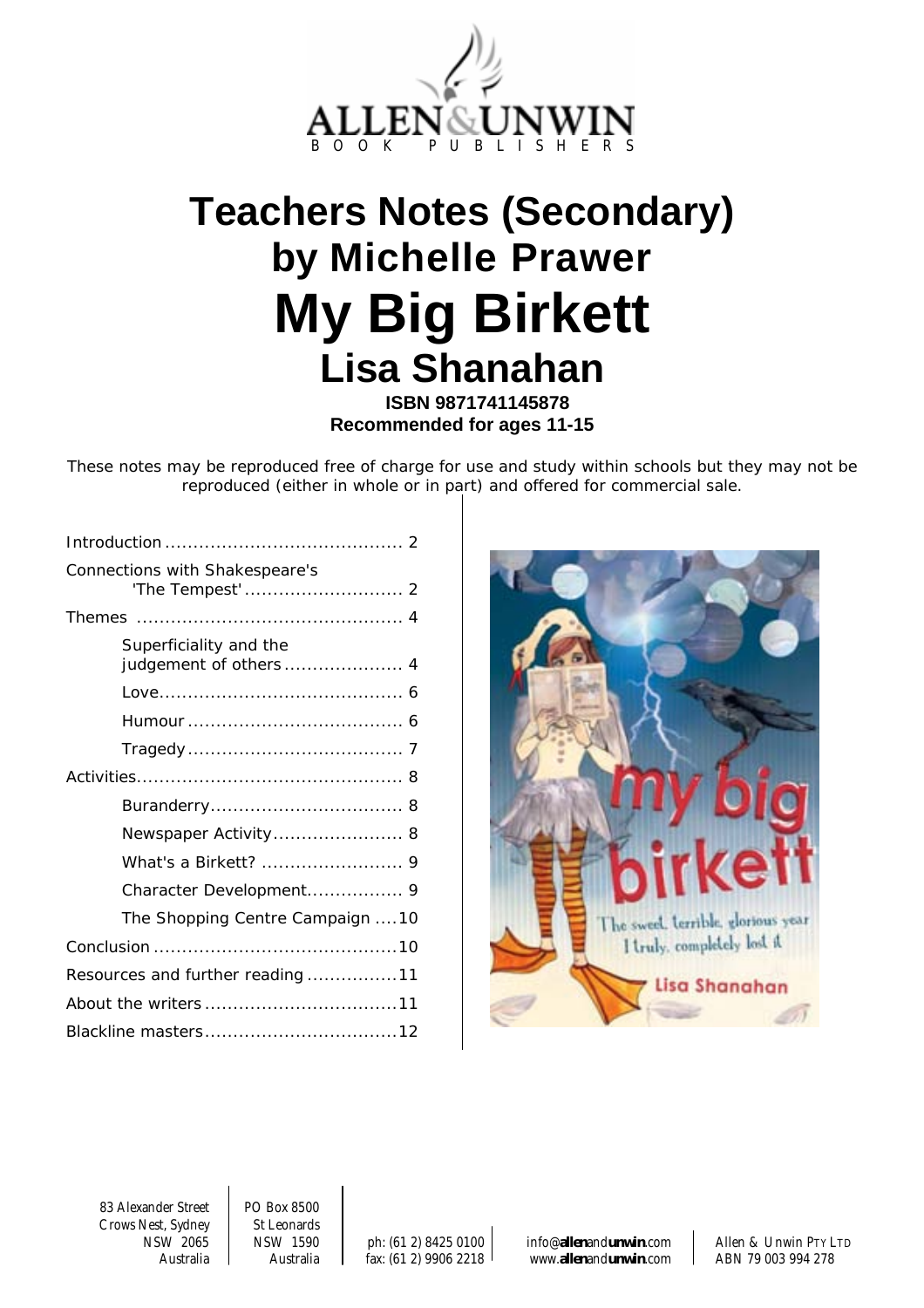ALLEN&UNWIN
BOOK PUBLISHERS

# Teachers Notes (Secondary)
## by Michelle Prawer
# My Big Birkett
## Lisa Shanahan

**ISBN 9871741145878**
**Recommended for ages 11-15**

*These notes may be reproduced free of charge for use and study within schools but they may not be reproduced (either in whole or in part) and offered for commercial sale.*

- Introduction ........................................ 2
- Connections with Shakespeare's 'The Tempest' ........................................ 2
- Themes ........................................ 4
  - Superficiality and the judgement of others ........................................ 4
  - Love ........................................ 6
  - Humour ........................................ 6
  - Tragedy ........................................ 7
- Activities ........................................ 8
  - Buranderry ........................................ 8
  - Newspaper Activity ........................................ 8
  - What's a Birkett? ........................................ 9
  - Character Development ........................................ 9
  - The Shopping Centre Campaign ........................................ 10
- Conclusion ........................................ 10
- Resources and further reading ........................................ 11
- About the writers ........................................ 11
- Blackline masters ........................................ 12

83 Alexander Street
Crows Nest, Sydney
NSW 2065
Australia

PO Box 8500
St Leonards
NSW 1590
Australia

ph: (61 2) 8425 0100
fax: (61 2) 9906 2218

info@allenandunwin.com
www.allenandunwin.com

Allen & Unwin PTY LTD
ABN 79 003 994 278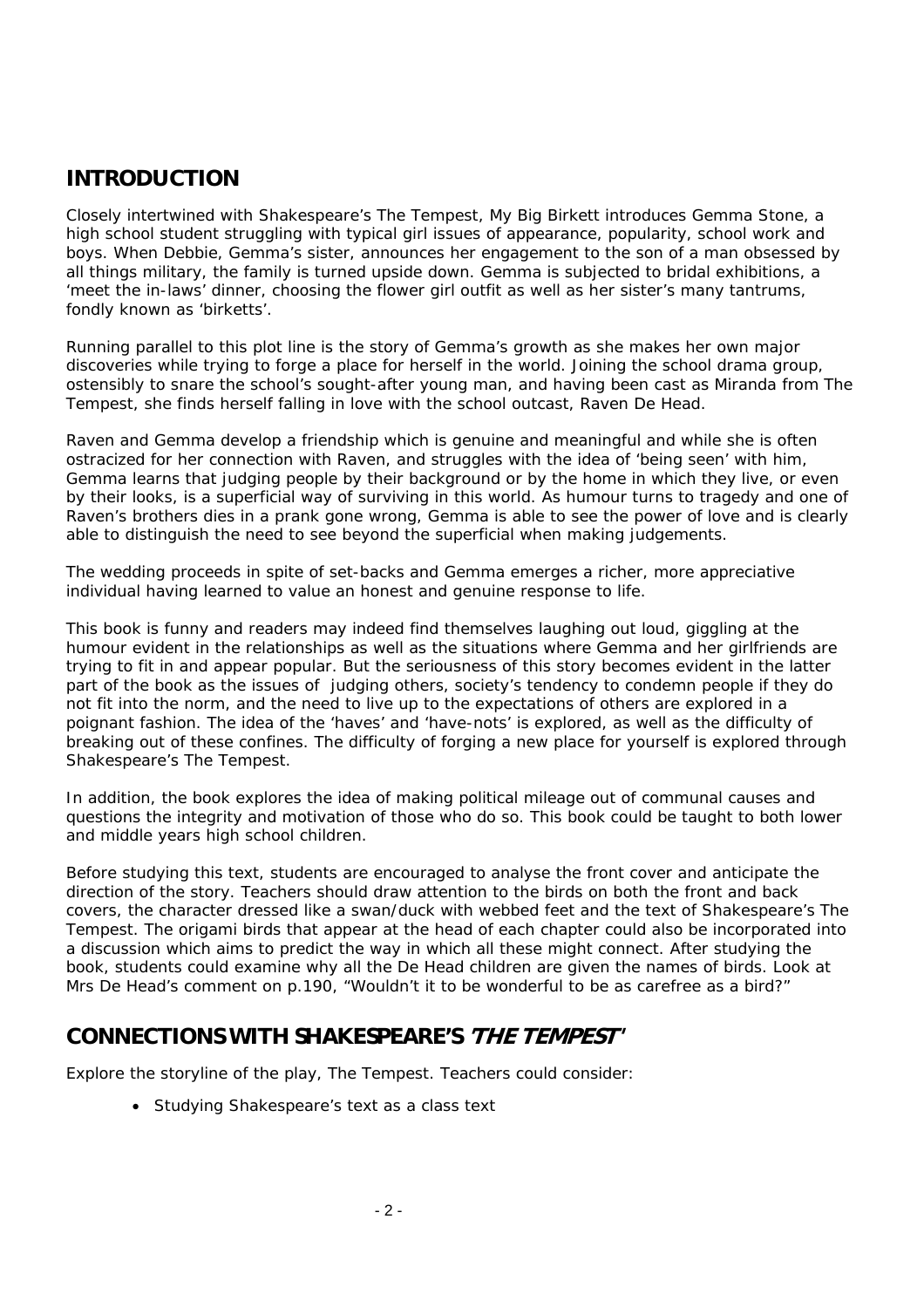## INTRODUCTION

Closely intertwined with Shakespeare's The Tempest, My Big Birkett introduces Gemma Stone, a high school student struggling with typical girl issues of appearance, popularity, school work and boys. When Debbie, Gemma's sister, announces her engagement to the son of a man obsessed by all things military, the family is turned upside down. Gemma is subjected to bridal exhibitions, a 'meet the in-laws' dinner, choosing the flower girl outfit as well as her sister's many tantrums, fondly known as 'birketts'.

Running parallel to this plot line is the story of Gemma's growth as she makes her own major discoveries while trying to forge a place for herself in the world. Joining the school drama group, ostensibly to snare the school's sought-after young man, and having been cast as Miranda from The Tempest, she finds herself falling in love with the school outcast, Raven De Head.

Raven and Gemma develop a friendship which is genuine and meaningful and while she is often ostracized for her connection with Raven, and struggles with the idea of 'being seen' with him, Gemma learns that judging people by their background or by the home in which they live, or even by their looks, is a superficial way of surviving in this world. As humour turns to tragedy and one of Raven's brothers dies in a prank gone wrong, Gemma is able to see the power of love and is clearly able to distinguish the need to see beyond the superficial when making judgements.

The wedding proceeds in spite of set-backs and Gemma emerges a richer, more appreciative individual having learned to value an honest and genuine response to life.

This book is funny and readers may indeed find themselves laughing out loud, giggling at the humour evident in the relationships as well as the situations where Gemma and her girlfriends are trying to fit in and appear popular. But the seriousness of this story becomes evident in the latter part of the book as the issues of judging others, society's tendency to condemn people if they do not fit into the norm, and the need to live up to the expectations of others are explored in a poignant fashion. The idea of the 'haves' and 'have-nots' is explored, as well as the difficulty of breaking out of these confines. The difficulty of forging a new place for yourself is explored through Shakespeare's The Tempest.

In addition, the book explores the idea of making political mileage out of communal causes and questions the integrity and motivation of those who do so. This book could be taught to both lower and middle years high school children.

Before studying this text, students are encouraged to analyse the front cover and anticipate the direction of the story. Teachers should draw attention to the birds on both the front and back covers, the character dressed like a swan/duck with webbed feet and the text of Shakespeare's The Tempest. The origami birds that appear at the head of each chapter could also be incorporated into a discussion which aims to predict the way in which all these might connect. After studying the book, students could examine why all the De Head children are given the names of birds. Look at Mrs De Head's comment on p.190, "Wouldn't it to be wonderful to be as carefree as a bird?"

## CONNECTIONS WITH SHAKESPEARE'S *THE TEMPEST*

Explore the storyline of the play, The Tempest. Teachers could consider:

- Studying Shakespeare's text as a class text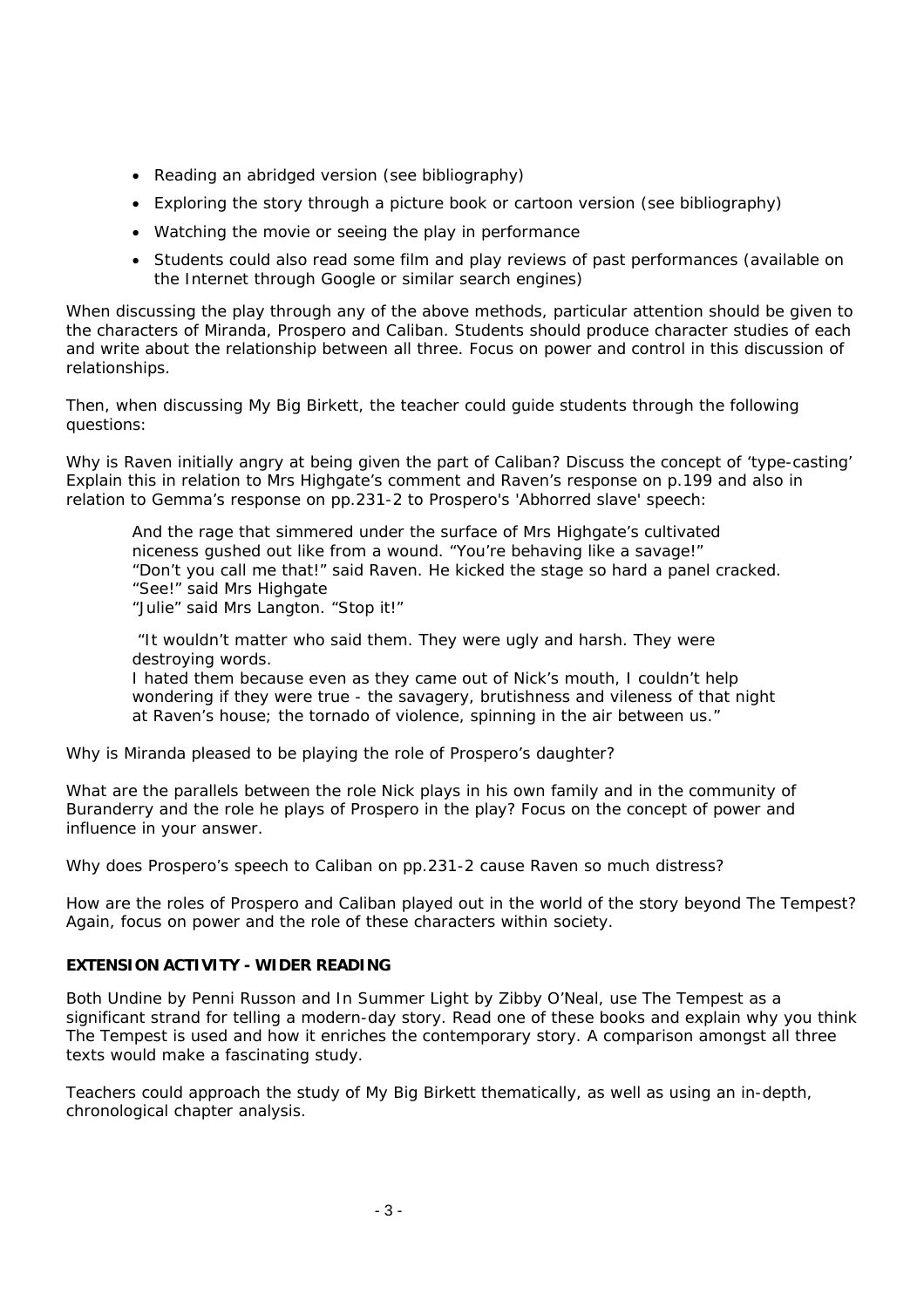- Reading an abridged version (see bibliography)
- Exploring the story through a picture book or cartoon version (see bibliography)
- Watching the movie or seeing the play in performance
- Students could also read some film and play reviews of past performances (available on the Internet through Google or similar search engines)

When discussing the play through any of the above methods, particular attention should be given to the characters of Miranda, Prospero and Caliban. Students should produce character studies of each and write about the relationship between all three. Focus on power and control in this discussion of relationships.

Then, when discussing My Big Birkett, the teacher could guide students through the following questions:

Why is Raven initially angry at being given the part of Caliban? Discuss the concept of 'type-casting' Explain this in relation to Mrs Highgate's comment and Raven's response on p.199 and also in relation to Gemma's response on pp.231-2 to Prospero's 'Abhorred slave' speech:

> And the rage that simmered under the surface of Mrs Highgate's cultivated niceness gushed out like from a wound. "You're behaving like a savage!"
> "Don't you call me that!" said Raven. He kicked the stage so hard a panel cracked.
> "See!" said Mrs Highgate
> "Julie" said Mrs Langton. "Stop it!"
>
> "It wouldn't matter who said them. They were ugly and harsh. They were destroying words.
> I hated them because even as they came out of Nick's mouth, I couldn't help wondering if they were true - the savagery, brutishness and vileness of that night at Raven's house; the tornado of violence, spinning in the air between us."

Why is Miranda pleased to be playing the role of Prospero's daughter?

What are the parallels between the role Nick plays in his own family and in the community of Buranderry and the role he plays of Prospero in the play? Focus on the concept of power and influence in your answer.

Why does Prospero's speech to Caliban on pp.231-2 cause Raven so much distress?

How are the roles of Prospero and Caliban played out in the world of the story beyond The Tempest? Again, focus on power and the role of these characters within society.

**EXTENSION ACTIVITY - WIDER READING**

Both Undine by Penni Russon and In Summer Light by Zibby O'Neal, use The Tempest as a significant strand for telling a modern-day story. Read one of these books and explain why you think The Tempest is used and how it enriches the contemporary story. A comparison amongst all three texts would make a fascinating study.

Teachers could approach the study of My Big Birkett thematically, as well as using an in-depth, chronological chapter analysis.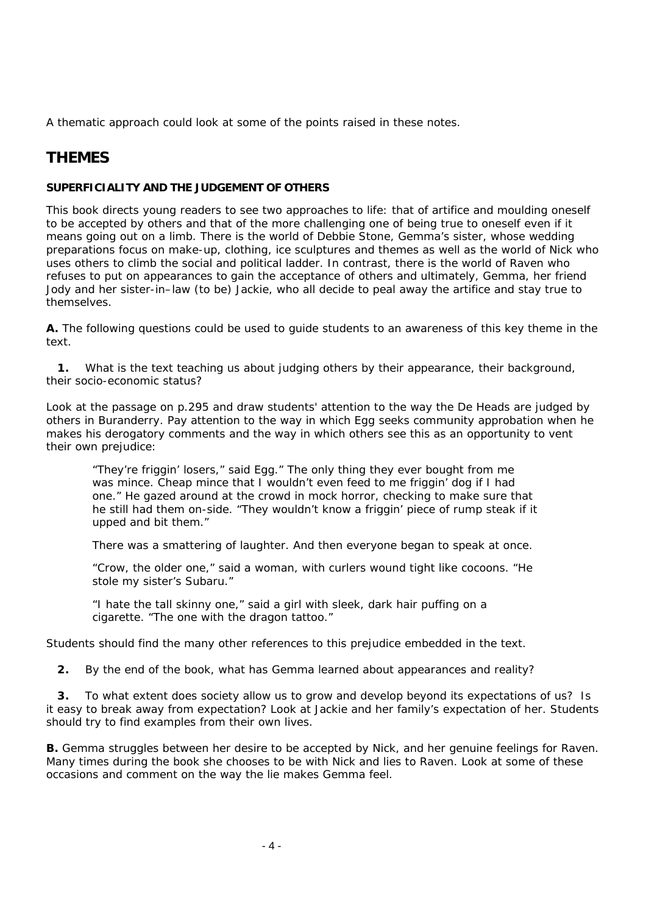A thematic approach could look at some of the points raised in these notes.

## THEMES

### SUPERFICIALITY AND THE JUDGEMENT OF OTHERS

This book directs young readers to see two approaches to life: that of artifice and moulding oneself to be accepted by others and that of the more challenging one of being true to oneself even if it means going out on a limb. There is the world of Debbie Stone, Gemma's sister, whose wedding preparations focus on make-up, clothing, ice sculptures and themes as well as the world of Nick who uses others to climb the social and political ladder. In contrast, there is the world of Raven who refuses to put on appearances to gain the acceptance of others and ultimately, Gemma, her friend Jody and her sister-in–law (to be) Jackie, who all decide to peal away the artifice and stay true to themselves.

**A.** The following questions could be used to guide students to an awareness of this key theme in the text.

**1.** What is the text teaching us about judging others by their appearance, their background, their socio-economic status?

Look at the passage on p.295 and draw students' attention to the way the De Heads are judged by others in Buranderry. Pay attention to the way in which Egg seeks community approbation when he makes his derogatory comments and the way in which others see this as an opportunity to vent their own prejudice:

> "They're friggin' losers," said Egg." The only thing they ever bought from me was mince. Cheap mince that I wouldn't even feed to me friggin' dog if I had one." He gazed around at the crowd in mock horror, checking to make sure that he still had them on-side. "They wouldn't know a friggin' piece of rump steak if it upped and bit them."
>
> There was a smattering of laughter. And then everyone began to speak at once.
>
> "Crow, the older one," said a woman, with curlers wound tight like cocoons. "He stole my sister's Subaru."
>
> "I hate the tall skinny one," said a girl with sleek, dark hair puffing on a cigarette. "The one with the dragon tattoo."

Students should find the many other references to this prejudice embedded in the text.

**2.** By the end of the book, what has Gemma learned about appearances and reality?

**3.** To what extent does society allow us to grow and develop beyond its expectations of us? Is it easy to break away from expectation? Look at Jackie and her family's expectation of her. Students should try to find examples from their own lives.

**B.** Gemma struggles between her desire to be accepted by Nick, and her genuine feelings for Raven. Many times during the book she chooses to be with Nick and lies to Raven. Look at some of these occasions and comment on the way the lie makes Gemma feel.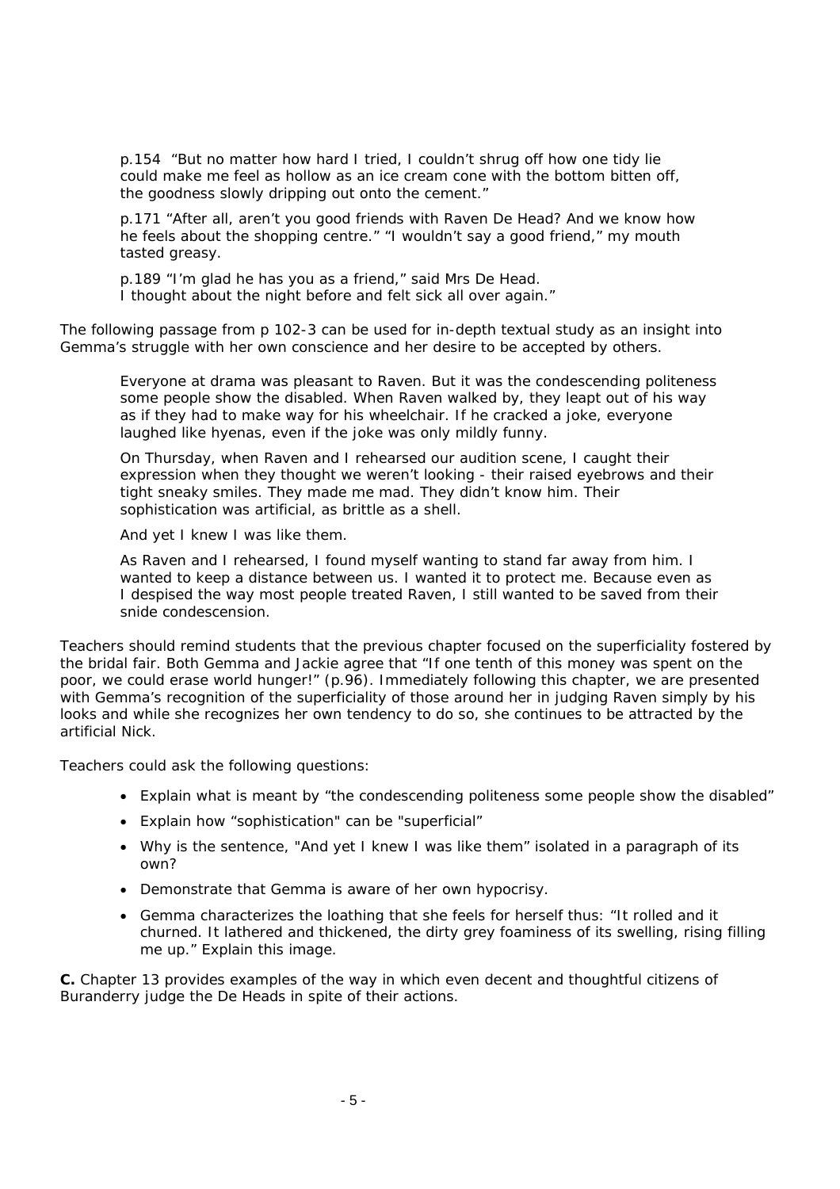> p.154 "But no matter how hard I tried, I couldn't shrug off how one tidy lie could make me feel as hollow as an ice cream cone with the bottom bitten off, the goodness slowly dripping out onto the cement."
>
> p.171 "After all, aren't you good friends with Raven De Head? And we know how he feels about the shopping centre." "I wouldn't say a good friend," my mouth tasted greasy.
>
> p.189 "I'm glad he has you as a friend," said Mrs De Head. I thought about the night before and felt sick all over again."

The following passage from p 102-3 can be used for in-depth textual study as an insight into Gemma's struggle with her own conscience and her desire to be accepted by others.

> Everyone at drama was pleasant to Raven. But it was the condescending politeness some people show the disabled. When Raven walked by, they leapt out of his way as if they had to make way for his wheelchair. If he cracked a joke, everyone laughed like hyenas, even if the joke was only mildly funny.
>
> On Thursday, when Raven and I rehearsed our audition scene, I caught their expression when they thought we weren't looking - their raised eyebrows and their tight sneaky smiles. They made me mad. They didn't know him. Their sophistication was artificial, as brittle as a shell.
>
> And yet I knew I was like them.
>
> As Raven and I rehearsed, I found myself wanting to stand far away from him. I wanted to keep a distance between us. I wanted it to protect me. Because even as I despised the way most people treated Raven, I still wanted to be saved from their snide condescension.

Teachers should remind students that the previous chapter focused on the superficiality fostered by the bridal fair. Both Gemma and Jackie agree that "If one tenth of this money was spent on the poor, we could erase world hunger!" (p.96). Immediately following this chapter, we are presented with Gemma's recognition of the superficiality of those around her in judging Raven simply by his looks and while she recognizes her own tendency to do so, she continues to be attracted by the artificial Nick.

Teachers could ask the following questions:

- Explain what is meant by "the condescending politeness some people show the disabled"
- Explain how "sophistication" can be "superficial"
- Why is the sentence, "And yet I knew I was like them" isolated in a paragraph of its own?
- Demonstrate that Gemma is aware of her own hypocrisy.
- Gemma characterizes the loathing that she feels for herself thus: "It rolled and it churned. It lathered and thickened, the dirty grey foaminess of its swelling, rising filling me up." Explain this image.

**C.** Chapter 13 provides examples of the way in which even decent and thoughtful citizens of Buranderry judge the De Heads in spite of their actions.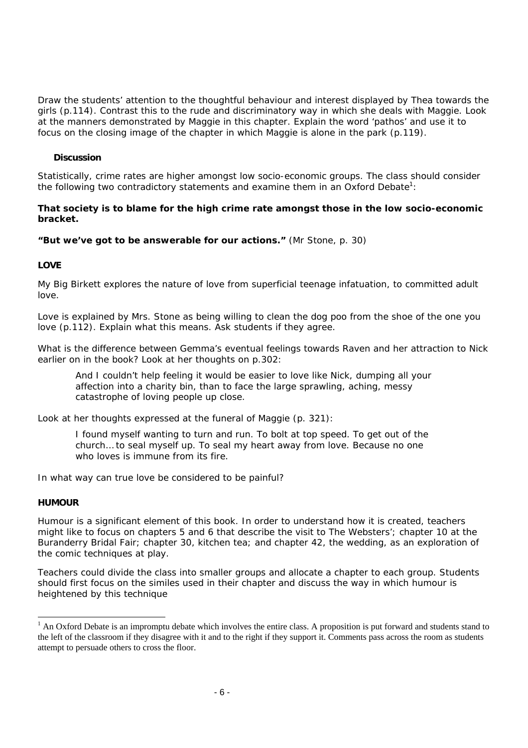Draw the students' attention to the thoughtful behaviour and interest displayed by Thea towards the girls (p.114). Contrast this to the rude and discriminatory way in which she deals with Maggie. Look at the manners demonstrated by Maggie in this chapter. Explain the word 'pathos' and use it to focus on the closing image of the chapter in which Maggie is alone in the park (p.119).

### Discussion

Statistically, crime rates are higher amongst low socio-economic groups. The class should consider the following two contradictory statements and examine them in an Oxford Debate[1]:

**That society is to blame for the high crime rate amongst those in the low socio-economic bracket.**

**"But we've got to be answerable for our actions."** (Mr Stone, p. 30)

## LOVE

My Big Birkett explores the nature of love from superficial teenage infatuation, to committed adult love.

Love is explained by Mrs. Stone as being willing to clean the dog poo from the shoe of the one you love (p.112). Explain what this means. Ask students if they agree.

What is the difference between Gemma's eventual feelings towards Raven and her attraction to Nick earlier on in the book? Look at her thoughts on p.302:

> And I couldn't help feeling it would be easier to love like Nick, dumping all your affection into a charity bin, than to face the large sprawling, aching, messy catastrophe of loving people up close.

Look at her thoughts expressed at the funeral of Maggie (p. 321):

> I found myself wanting to turn and run. To bolt at top speed. To get out of the church… to seal myself up. To seal my heart away from love. Because no one who loves is immune from its fire.

In what way can true love be considered to be painful?

## HUMOUR

Humour is a significant element of this book. In order to understand how it is created, teachers might like to focus on chapters 5 and 6 that describe the visit to The Websters'; chapter 10 at the Buranderry Bridal Fair; chapter 30, kitchen tea; and chapter 42, the wedding, as an exploration of the comic techniques at play.

Teachers could divide the class into smaller groups and allocate a chapter to each group. Students should first focus on the similes used in their chapter and discuss the way in which humour is heightened by this technique

---

[1] An Oxford Debate is an impromptu debate which involves the entire class. A proposition is put forward and students stand to the left of the classroom if they disagree with it and to the right if they support it. Comments pass across the room as students attempt to persuade others to cross the floor.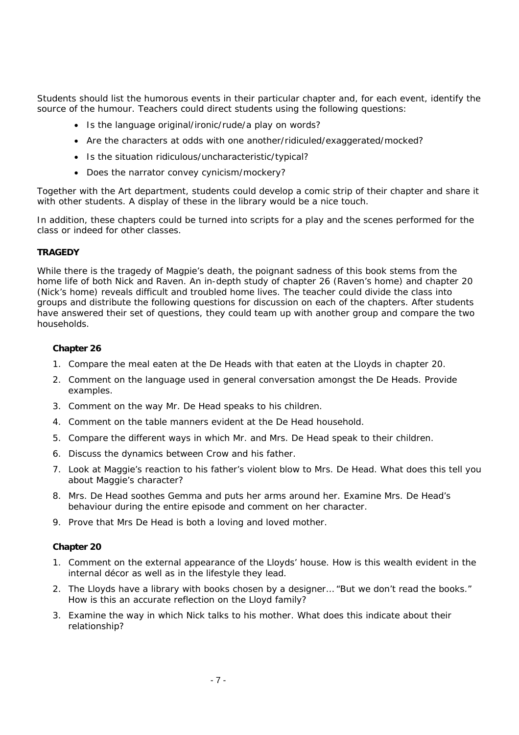Students should list the humorous events in their particular chapter and, for each event, identify the source of the humour. Teachers could direct students using the following questions:

- Is the language original/ironic/rude/a play on words?
- Are the characters at odds with one another/ridiculed/exaggerated/mocked?
- Is the situation ridiculous/uncharacteristic/typical?
- Does the narrator convey cynicism/mockery?

Together with the Art department, students could develop a comic strip of their chapter and share it with other students. A display of these in the library would be a nice touch.

In addition, these chapters could be turned into scripts for a play and the scenes performed for the class or indeed for other classes.

**TRAGEDY**

While there is the tragedy of Magpie's death, the poignant sadness of this book stems from the home life of both Nick and Raven. An in-depth study of chapter 26 (Raven's home) and chapter 20 (Nick's home) reveals difficult and troubled home lives. The teacher could divide the class into groups and distribute the following questions for discussion on each of the chapters. After students have answered their set of questions, they could team up with another group and compare the two households.

**Chapter 26**

1. Compare the meal eaten at the De Heads with that eaten at the Lloyds in chapter 20.
2. Comment on the language used in general conversation amongst the De Heads. Provide examples.
3. Comment on the way Mr. De Head speaks to his children.
4. Comment on the table manners evident at the De Head household.
5. Compare the different ways in which Mr. and Mrs. De Head speak to their children.
6. Discuss the dynamics between Crow and his father.
7. Look at Maggie's reaction to his father's violent blow to Mrs. De Head. What does this tell you about Maggie's character?
8. Mrs. De Head soothes Gemma and puts her arms around her. Examine Mrs. De Head's behaviour during the entire episode and comment on her character.
9. Prove that Mrs De Head is both a loving and loved mother.

**Chapter 20**

1. Comment on the external appearance of the Lloyds' house. How is this wealth evident in the internal décor as well as in the lifestyle they lead.
2. The Lloyds have a library with books chosen by a designer… "But we don't read the books." How is this an accurate reflection on the Lloyd family?
3. Examine the way in which Nick talks to his mother. What does this indicate about their relationship?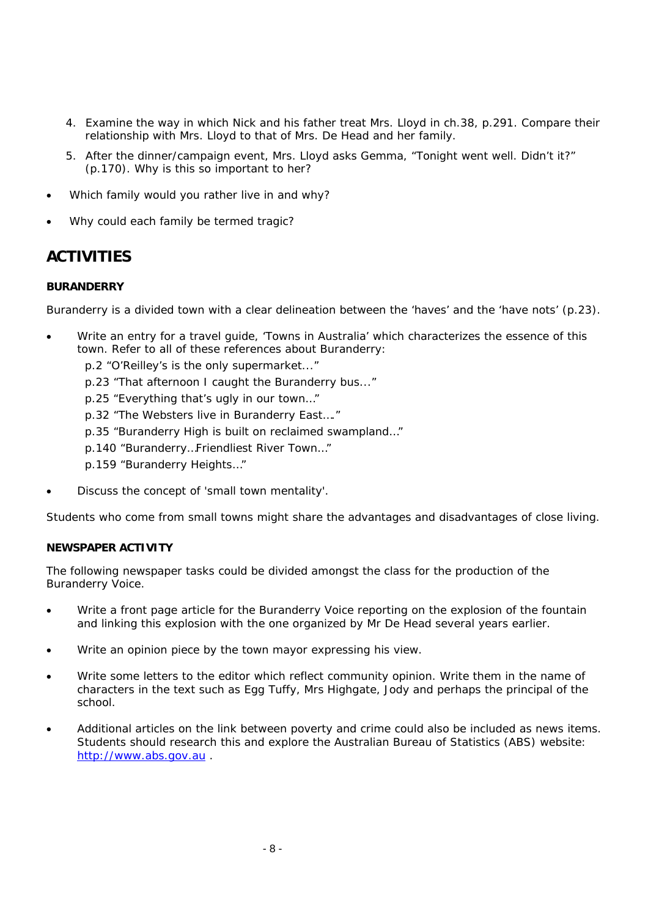4. Examine the way in which Nick and his father treat Mrs. Lloyd in ch.38, p.291. Compare their relationship with Mrs. Lloyd to that of Mrs. De Head and her family.
5. After the dinner/campaign event, Mrs. Lloyd asks Gemma, "Tonight went well. Didn't it?" (p.170). Why is this so important to her?

- Which family would you rather live in and why?
- Why could each family be termed tragic?

## ACTIVITIES

### BURANDERRY

Buranderry is a divided town with a clear delineation between the 'haves' and the 'have nots' (p.23).

- Write an entry for a travel guide, 'Towns in Australia' which characterizes the essence of this town. Refer to all of these references about Buranderry:
  - p.2 "O'Reilley's is the only supermarket..."
  - p.23 "That afternoon I caught the Buranderry bus..."
  - p.25 "Everything that's ugly in our town…"
  - p.32 "The Websters live in Buranderry East…."
  - p.35 "Buranderry High is built on reclaimed swampland…"
  - p.140 "Buranderry…Friendliest River Town…"
  - p.159 "Buranderry Heights…"
- Discuss the concept of 'small town mentality'.

Students who come from small towns might share the advantages and disadvantages of close living.

### NEWSPAPER ACTIVITY

The following newspaper tasks could be divided amongst the class for the production of the Buranderry Voice.

- Write a front page article for the Buranderry Voice reporting on the explosion of the fountain and linking this explosion with the one organized by Mr De Head several years earlier.
- Write an opinion piece by the town mayor expressing his view.
- Write some letters to the editor which reflect community opinion. Write them in the name of characters in the text such as Egg Tuffy, Mrs Highgate, Jody and perhaps the principal of the school.
- Additional articles on the link between poverty and crime could also be included as news items. Students should research this and explore the Australian Bureau of Statistics (ABS) website: http://www.abs.gov.au .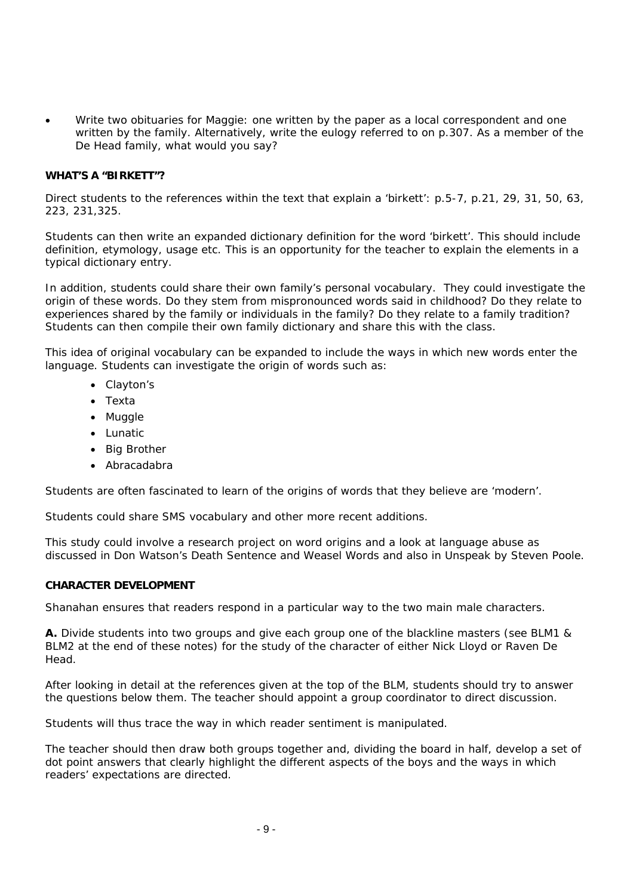- Write two obituaries for Maggie: one written by the paper as a local correspondent and one written by the family. Alternatively, write the eulogy referred to on p.307. As a member of the De Head family, what would you say?

**WHAT'S A "BIRKETT"?**

Direct students to the references within the text that explain a 'birkett': p.5-7, p.21, 29, 31, 50, 63, 223, 231,325.

Students can then write an expanded dictionary definition for the word 'birkett'. This should include definition, etymology, usage etc. This is an opportunity for the teacher to explain the elements in a typical dictionary entry.

In addition, students could share their own family's personal vocabulary. They could investigate the origin of these words. Do they stem from mispronounced words said in childhood? Do they relate to experiences shared by the family or individuals in the family? Do they relate to a family tradition? Students can then compile their own family dictionary and share this with the class.

This idea of original vocabulary can be expanded to include the ways in which new words enter the language. Students can investigate the origin of words such as:

- Clayton's
- Texta
- Muggle
- Lunatic
- Big Brother
- Abracadabra

Students are often fascinated to learn of the origins of words that they believe are 'modern'.

Students could share SMS vocabulary and other more recent additions.

This study could involve a research project on word origins and a look at language abuse as discussed in Don Watson's Death Sentence and Weasel Words and also in Unspeak by Steven Poole.

**CHARACTER DEVELOPMENT**

Shanahan ensures that readers respond in a particular way to the two main male characters.

**A.** Divide students into two groups and give each group one of the blackline masters (see BLM1 & BLM2 at the end of these notes) for the study of the character of either Nick Lloyd or Raven De Head.

After looking in detail at the references given at the top of the BLM, students should try to answer the questions below them. The teacher should appoint a group coordinator to direct discussion.

Students will thus trace the way in which reader sentiment is manipulated.

The teacher should then draw both groups together and, dividing the board in half, develop a set of dot point answers that clearly highlight the different aspects of the boys and the ways in which readers' expectations are directed.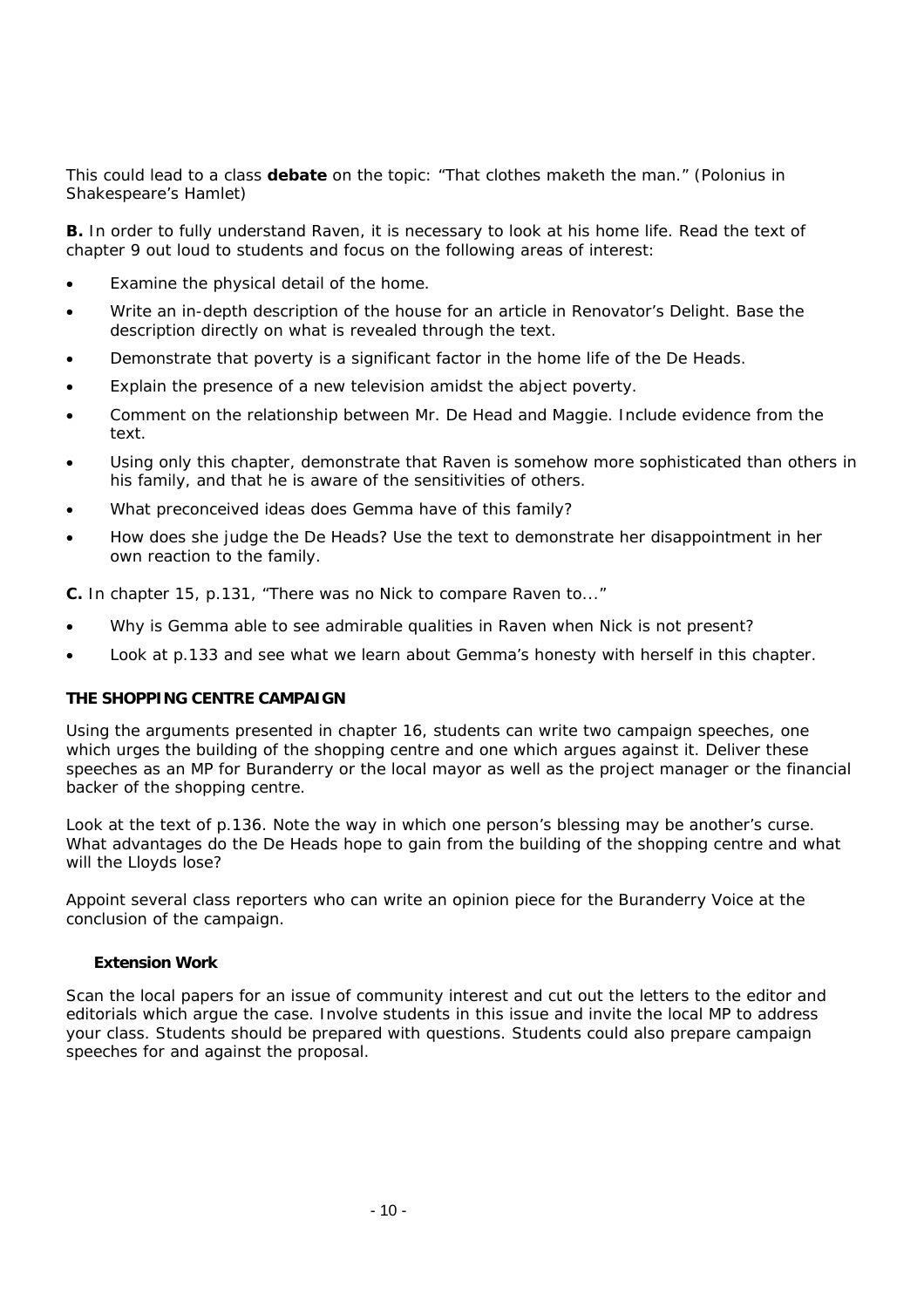This could lead to a class **debate** on the topic: "That clothes maketh the man." (Polonius in Shakespeare's Hamlet)

**B.** In order to fully understand Raven, it is necessary to look at his home life. Read the text of chapter 9 out loud to students and focus on the following areas of interest:

- Examine the physical detail of the home.
- Write an in-depth description of the house for an article in Renovator's Delight. Base the description directly on what is revealed through the text.
- Demonstrate that poverty is a significant factor in the home life of the De Heads.
- Explain the presence of a new television amidst the abject poverty.
- Comment on the relationship between Mr. De Head and Maggie. Include evidence from the text.
- Using only this chapter, demonstrate that Raven is somehow more sophisticated than others in his family, and that he is aware of the sensitivities of others.
- What preconceived ideas does Gemma have of this family?
- How does she judge the De Heads? Use the text to demonstrate her disappointment in her own reaction to the family.

**C.** In chapter 15, p.131, "There was no Nick to compare Raven to..."

- Why is Gemma able to see admirable qualities in Raven when Nick is not present?
- Look at p.133 and see what we learn about Gemma's honesty with herself in this chapter.

### THE SHOPPING CENTRE CAMPAIGN

Using the arguments presented in chapter 16, students can write two campaign speeches, one which urges the building of the shopping centre and one which argues against it. Deliver these speeches as an MP for Buranderry or the local mayor as well as the project manager or the financial backer of the shopping centre.

Look at the text of p.136. Note the way in which one person's blessing may be another's curse. What advantages do the De Heads hope to gain from the building of the shopping centre and what will the Lloyds lose?

Appoint several class reporters who can write an opinion piece for the Buranderry Voice at the conclusion of the campaign.

#### Extension Work

Scan the local papers for an issue of community interest and cut out the letters to the editor and editorials which argue the case. Involve students in this issue and invite the local MP to address your class. Students should be prepared with questions. Students could also prepare campaign speeches for and against the proposal.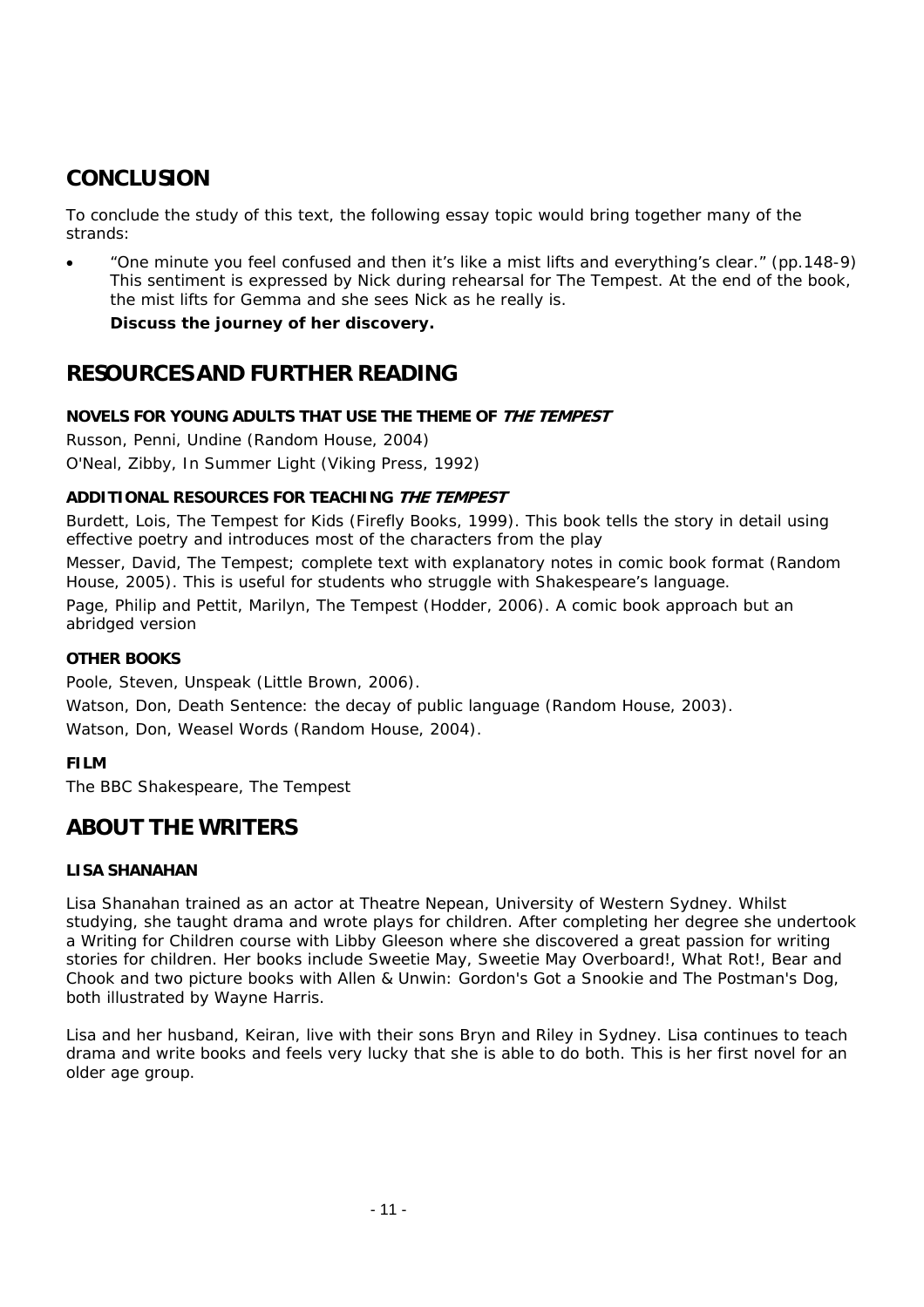## CONCLUSION

To conclude the study of this text, the following essay topic would bring together many of the strands:

- "One minute you feel confused and then it's like a mist lifts and everything's clear." (pp.148-9) This sentiment is expressed by Nick during rehearsal for The Tempest. At the end of the book, the mist lifts for Gemma and she sees Nick as he really is.

  **Discuss the journey of her discovery.**

## RESOURCES AND FURTHER READING

### NOVELS FOR YOUNG ADULTS THAT USE THE THEME OF *THE TEMPEST*

Russon, Penni, Undine (Random House, 2004)

O'Neal, Zibby, In Summer Light (Viking Press, 1992)

### ADDITIONAL RESOURCES FOR TEACHING *THE TEMPEST*

Burdett, Lois, The Tempest for Kids (Firefly Books, 1999). This book tells the story in detail using effective poetry and introduces most of the characters from the play

Messer, David, The Tempest; complete text with explanatory notes in comic book format (Random House, 2005). This is useful for students who struggle with Shakespeare's language.

Page, Philip and Pettit, Marilyn, The Tempest (Hodder, 2006). A comic book approach but an abridged version

### OTHER BOOKS

Poole, Steven, Unspeak (Little Brown, 2006).

Watson, Don, Death Sentence: the decay of public language (Random House, 2003).

Watson, Don, Weasel Words (Random House, 2004).

### FILM

The BBC Shakespeare, The Tempest

## ABOUT THE WRITERS

### LISA SHANAHAN

Lisa Shanahan trained as an actor at Theatre Nepean, University of Western Sydney. Whilst studying, she taught drama and wrote plays for children. After completing her degree she undertook a Writing for Children course with Libby Gleeson where she discovered a great passion for writing stories for children. Her books include Sweetie May, Sweetie May Overboard!, What Rot!, Bear and Chook and two picture books with Allen & Unwin: Gordon's Got a Snookie and The Postman's Dog, both illustrated by Wayne Harris.

Lisa and her husband, Keiran, live with their sons Bryn and Riley in Sydney. Lisa continues to teach drama and write books and feels very lucky that she is able to do both. This is her first novel for an older age group.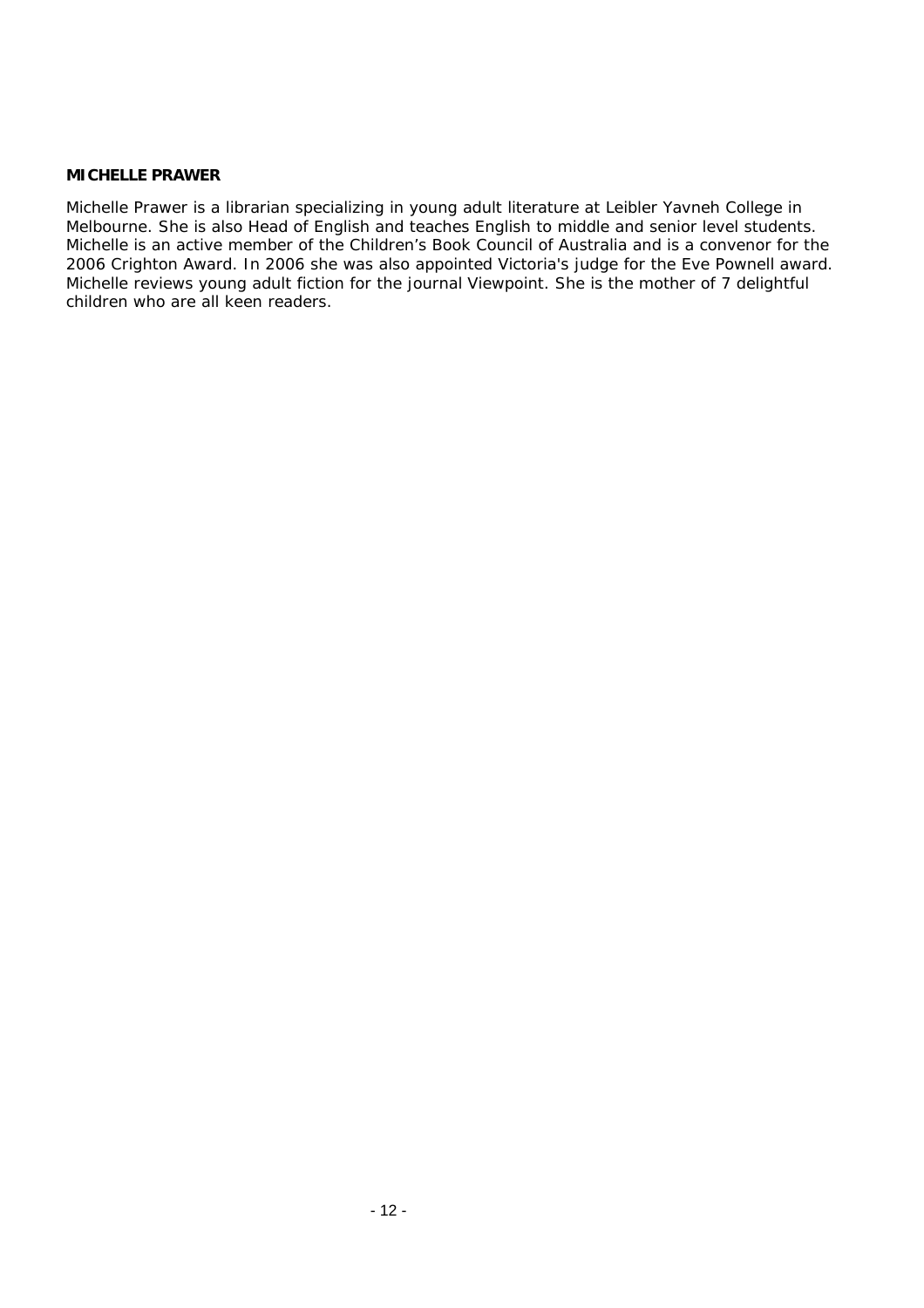**MICHELLE PRAWER**

Michelle Prawer is a librarian specializing in young adult literature at Leibler Yavneh College in Melbourne. She is also Head of English and teaches English to middle and senior level students. Michelle is an active member of the Children's Book Council of Australia and is a convenor for the 2006 Crighton Award. In 2006 she was also appointed Victoria's judge for the Eve Pownell award. Michelle reviews young adult fiction for the journal Viewpoint. She is the mother of 7 delightful children who are all keen readers.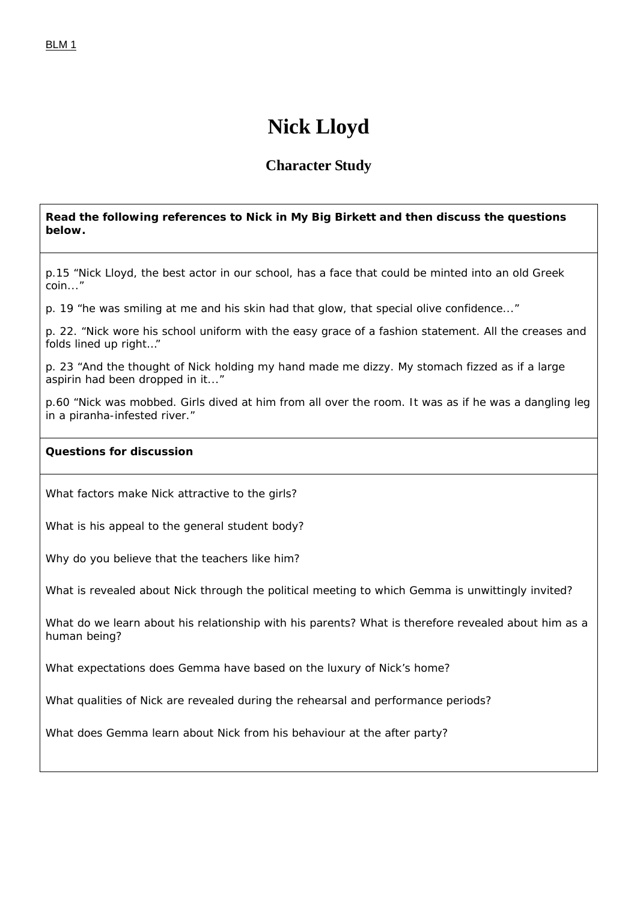BLM 1

# Nick Lloyd

## Character Study

**Read the following references to Nick in My Big Birkett and then discuss the questions below.**

p.15 "Nick Lloyd, the best actor in our school, has a face that could be minted into an old Greek coin..."

p. 19 "he was smiling at me and his skin had that glow, that special olive confidence..."

p. 22. "Nick wore his school uniform with the easy grace of a fashion statement. All the creases and folds lined up right..."

p. 23 "And the thought of Nick holding my hand made me dizzy. My stomach fizzed as if a large aspirin had been dropped in it..."

p.60 "Nick was mobbed. Girls dived at him from all over the room. It was as if he was a dangling leg in a piranha-infested river."

**Questions for discussion**

What factors make Nick attractive to the girls?

What is his appeal to the general student body?

Why do you believe that the teachers like him?

What is revealed about Nick through the political meeting to which Gemma is unwittingly invited?

What do we learn about his relationship with his parents? What is therefore revealed about him as a human being?

What expectations does Gemma have based on the luxury of Nick's home?

What qualities of Nick are revealed during the rehearsal and performance periods?

What does Gemma learn about Nick from his behaviour at the after party?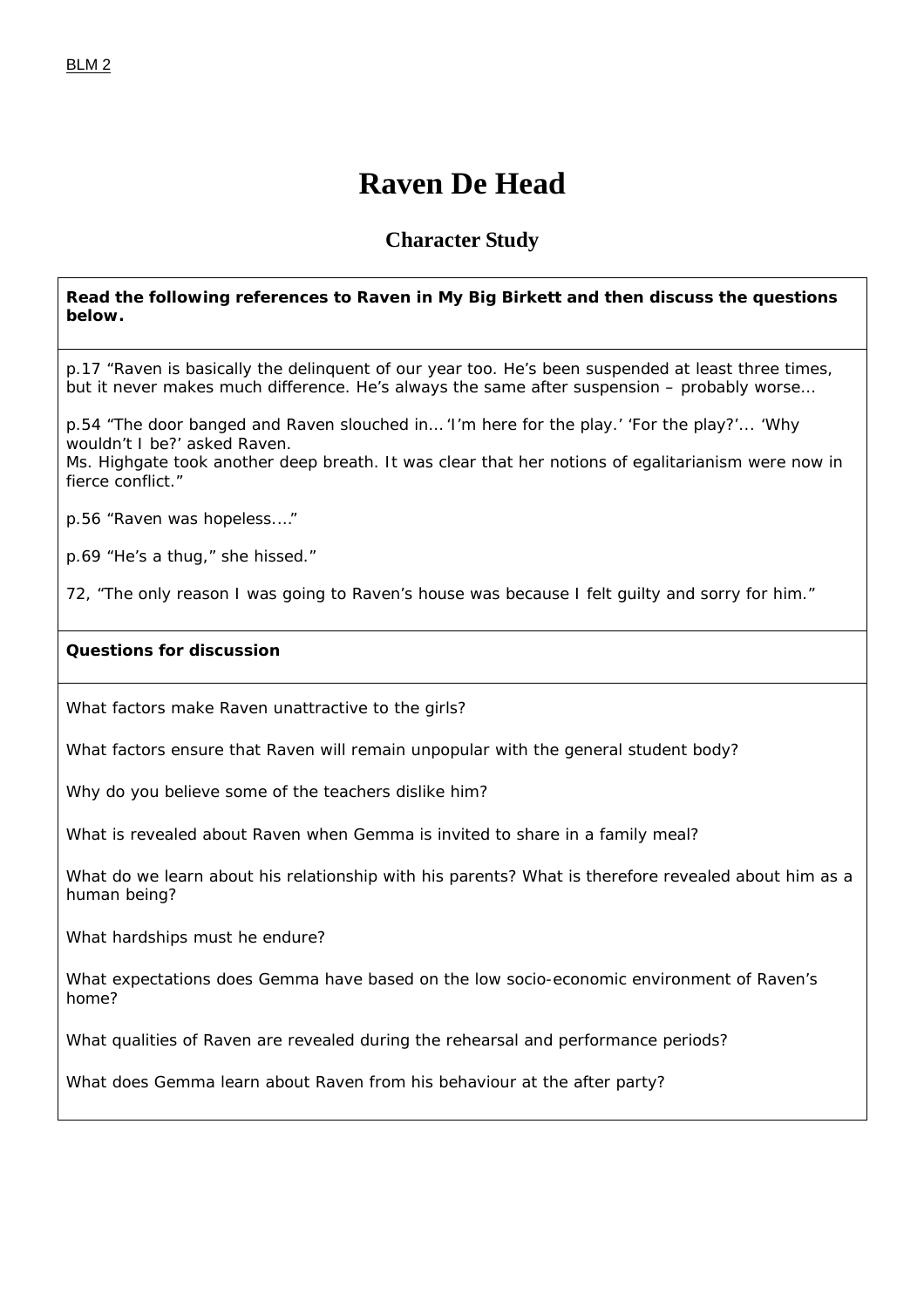BLM 2

# Raven De Head

## Character Study

**Read the following references to Raven in My Big Birkett and then discuss the questions below.**

p.17 "Raven is basically the delinquent of our year too. He's been suspended at least three times, but it never makes much difference. He's always the same after suspension – probably worse...

p.54 "The door banged and Raven slouched in... 'I'm here for the play.' 'For the play?'... 'Why wouldn't I be?' asked Raven.
Ms. Highgate took another deep breath. It was clear that her notions of egalitarianism were now in fierce conflict."

p.56 "Raven was hopeless...."

p.69 "He's a thug," she hissed."

72, "The only reason I was going to Raven's house was because I felt guilty and sorry for him."

**Questions for discussion**

What factors make Raven unattractive to the girls?

What factors ensure that Raven will remain unpopular with the general student body?

Why do you believe some of the teachers dislike him?

What is revealed about Raven when Gemma is invited to share in a family meal?

What do we learn about his relationship with his parents? What is therefore revealed about him as a human being?

What hardships must he endure?

What expectations does Gemma have based on the low socio-economic environment of Raven's home?

What qualities of Raven are revealed during the rehearsal and performance periods?

What does Gemma learn about Raven from his behaviour at the after party?